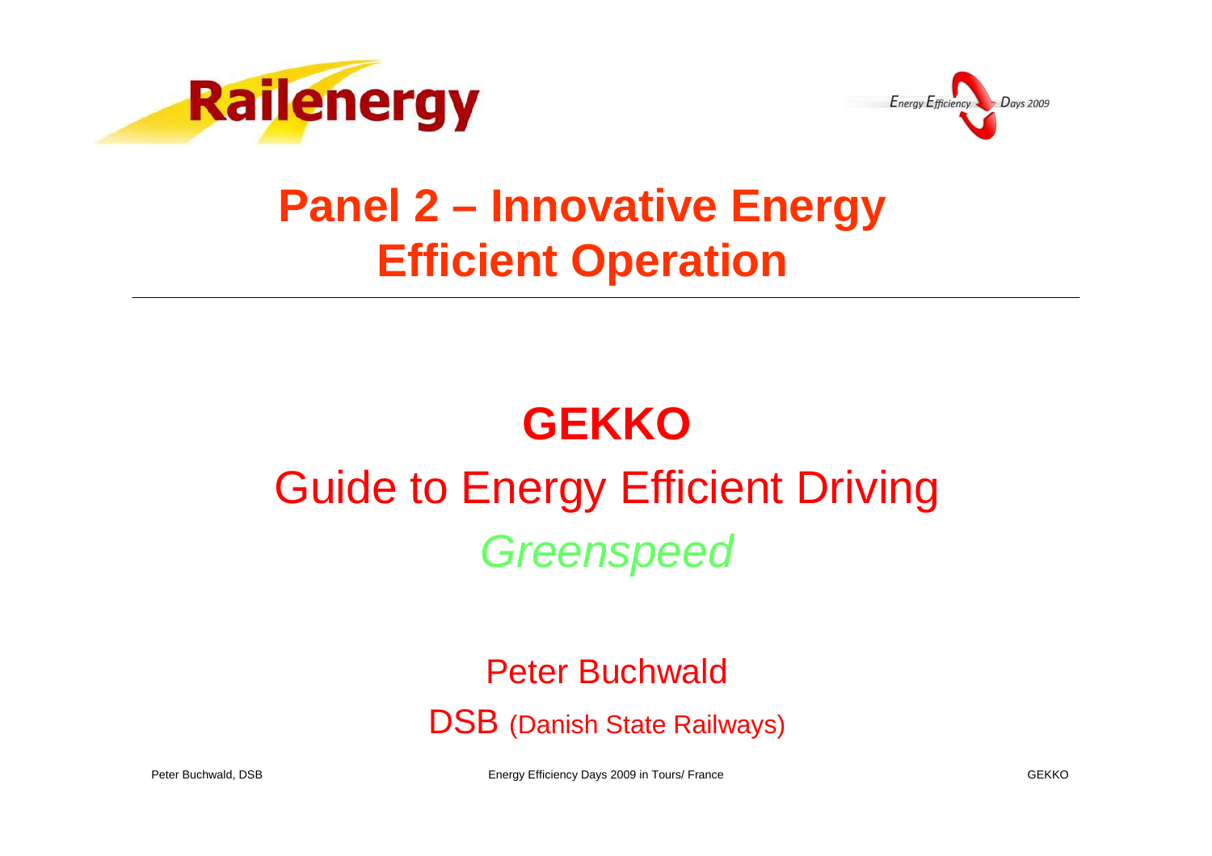Railenergy

Energy Efficiency Days 2009

# Panel 2 – Innovative Energy Efficient Operation

---

## GEKKO

Guide to Energy Efficient Driving

*Greenspeed*

Peter Buchwald

DSB (Danish State Railways)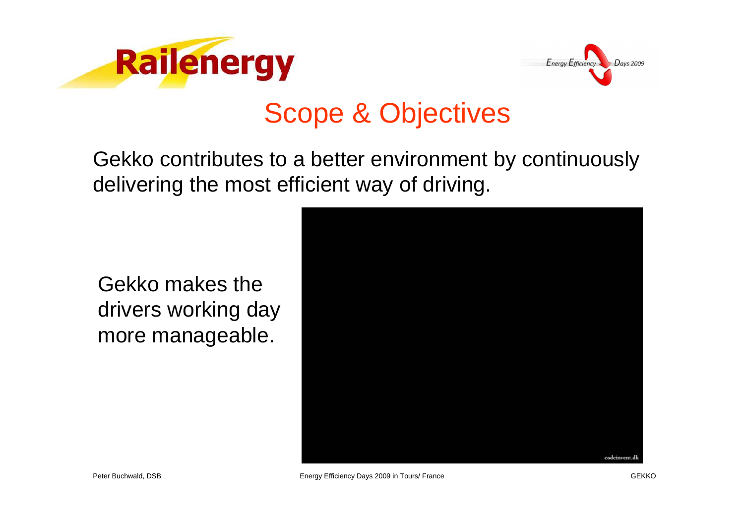# Scope & Objectives

Gekko contributes to a better environment by continuously delivering the most efficient way of driving.

Gekko makes the drivers working day more manageable.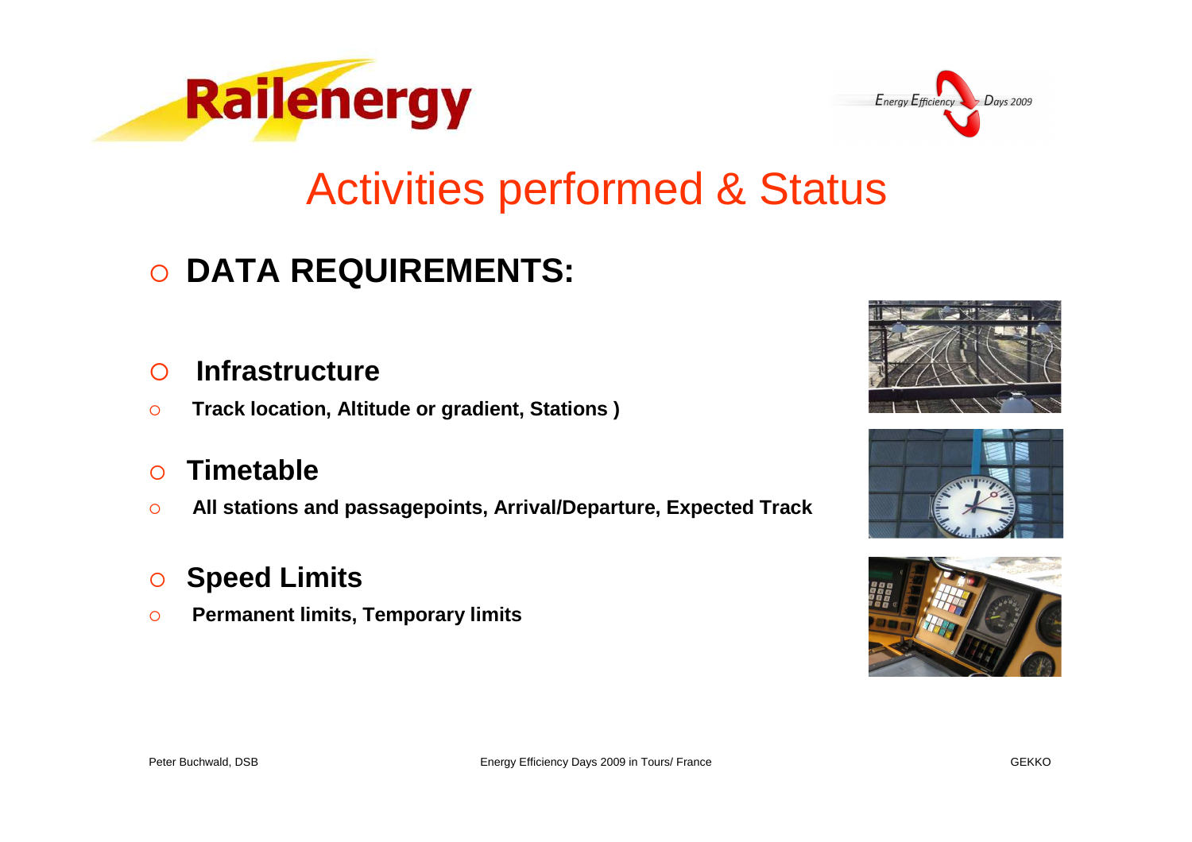# Activities performed & Status

- **DATA REQUIREMENTS:**

- **Infrastructure**
- **Track location, Altitude or gradient, Stations )**

- **Timetable**
- **All stations and passagepoints, Arrival/Departure, Expected Track**

- **Speed Limits**
- **Permanent limits, Temporary limits**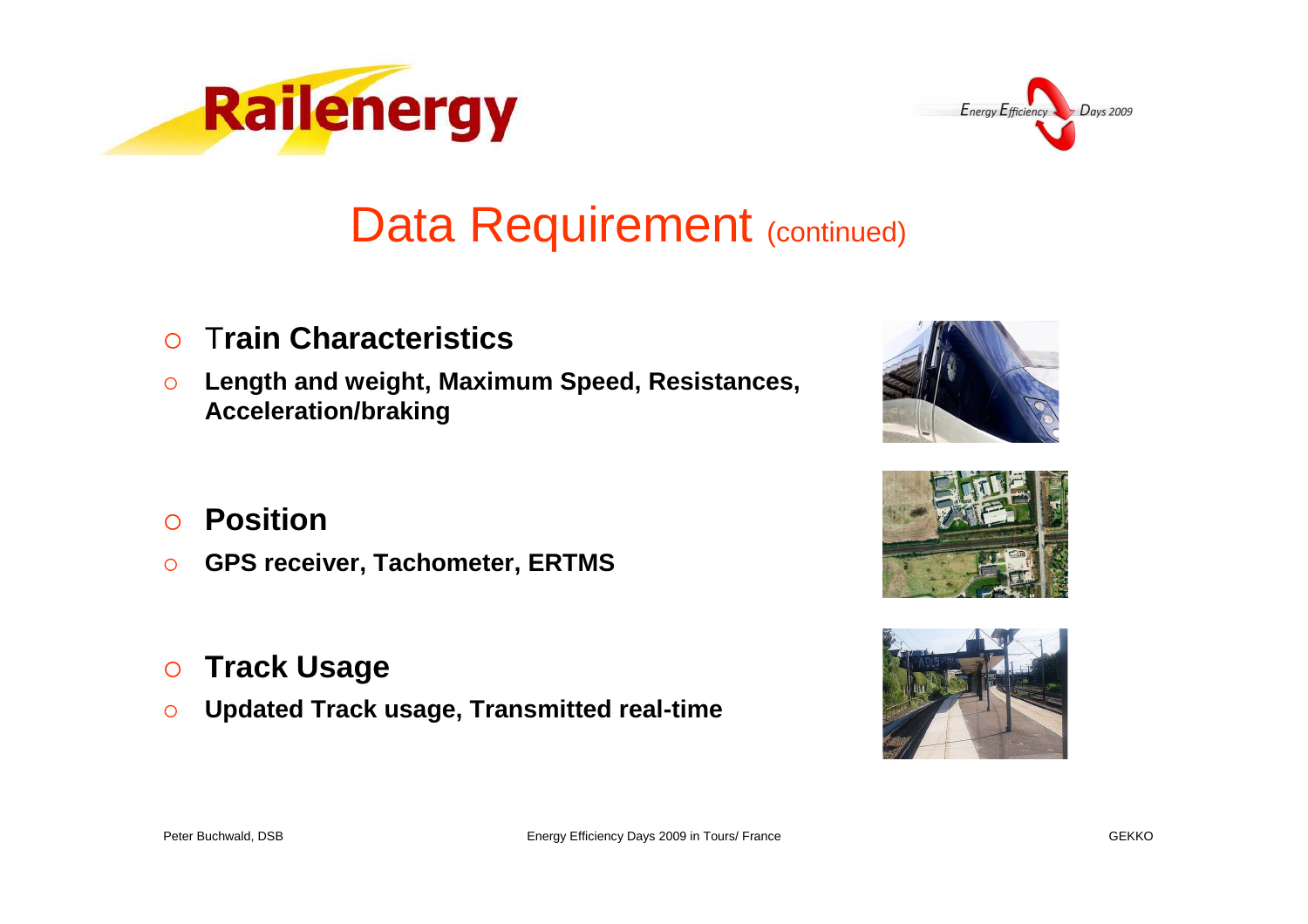# Data Requirement (continued)

- **Train Characteristics**
- **Length and weight, Maximum Speed, Resistances, Acceleration/braking**

- **Position**
- **GPS receiver, Tachometer, ERTMS**

- **Track Usage**
- **Updated Track usage, Transmitted real-time**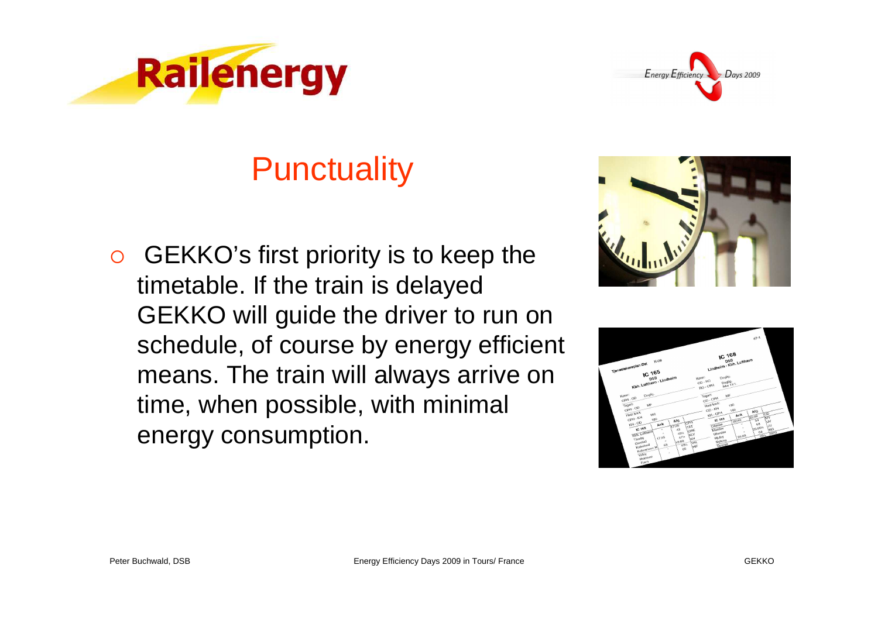# Punctuality

- GEKKO's first priority is to keep the timetable. If the train is delayed GEKKO will guide the driver to run on schedule, of course by energy efficient means. The train will always arrive on time, when possible, with minimal energy consumption.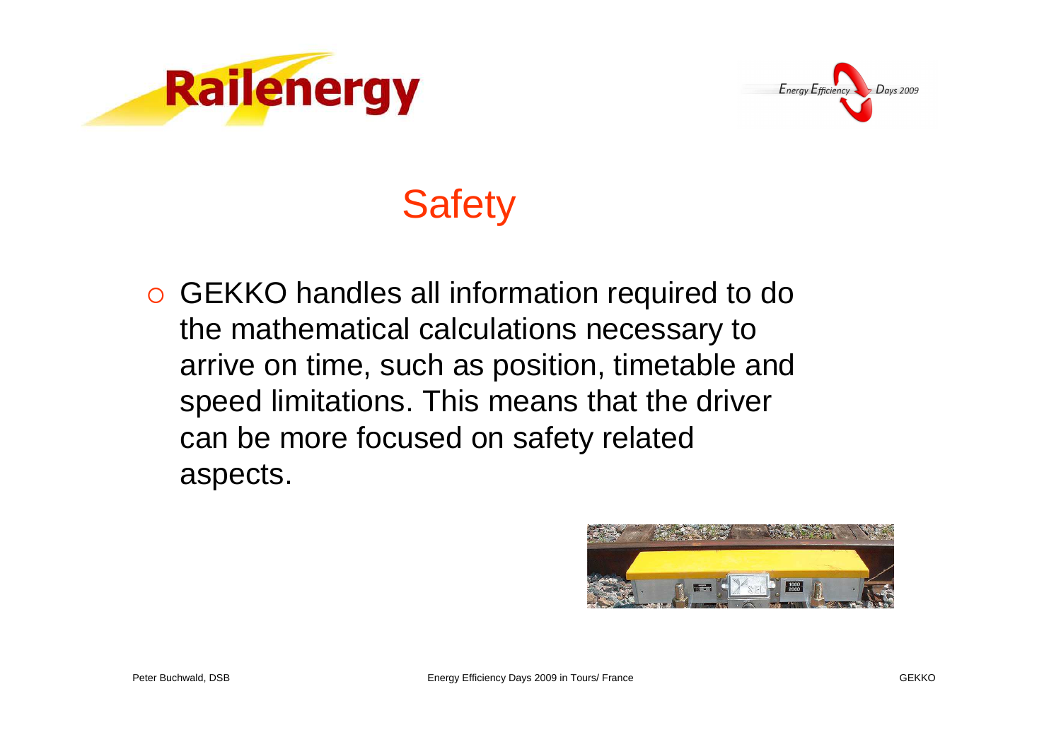# Safety

- GEKKO handles all information required to do the mathematical calculations necessary to arrive on time, such as position, timetable and speed limitations. This means that the driver can be more focused on safety related aspects.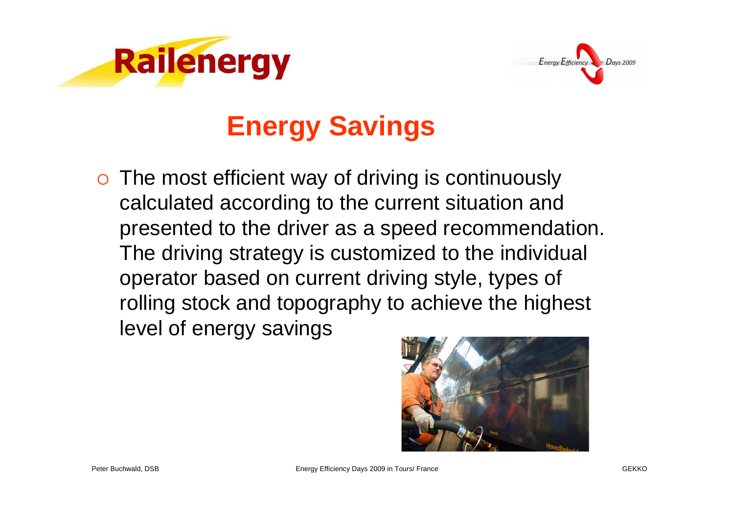# Energy Savings

- The most efficient way of driving is continuously calculated according to the current situation and presented to the driver as a speed recommendation. The driving strategy is customized to the individual operator based on current driving style, types of rolling stock and topography to achieve the highest level of energy savings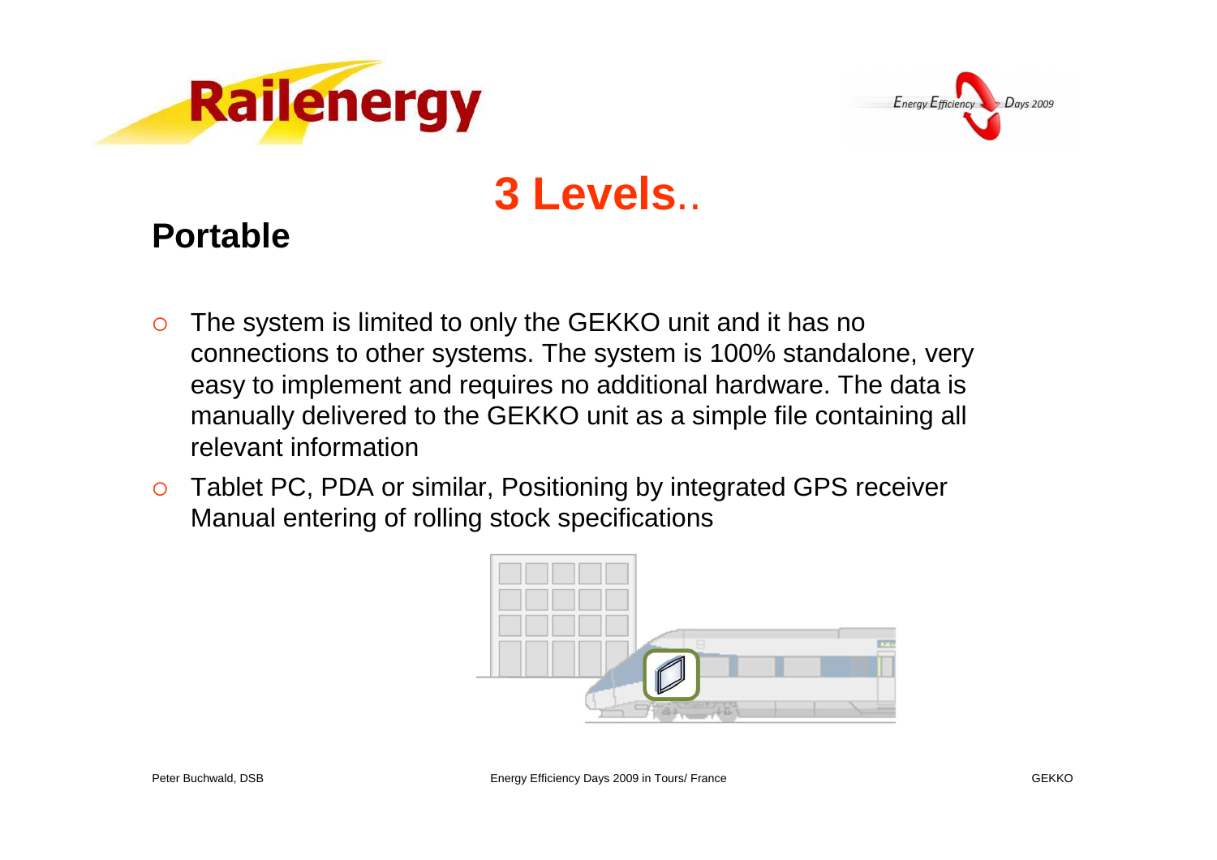# 3 Levels..

## Portable

- The system is limited to only the GEKKO unit and it has no connections to other systems. The system is 100% standalone, very easy to implement and requires no additional hardware. The data is manually delivered to the GEKKO unit as a simple file containing all relevant information
- Tablet PC, PDA or similar, Positioning by integrated GPS receiver Manual entering of rolling stock specifications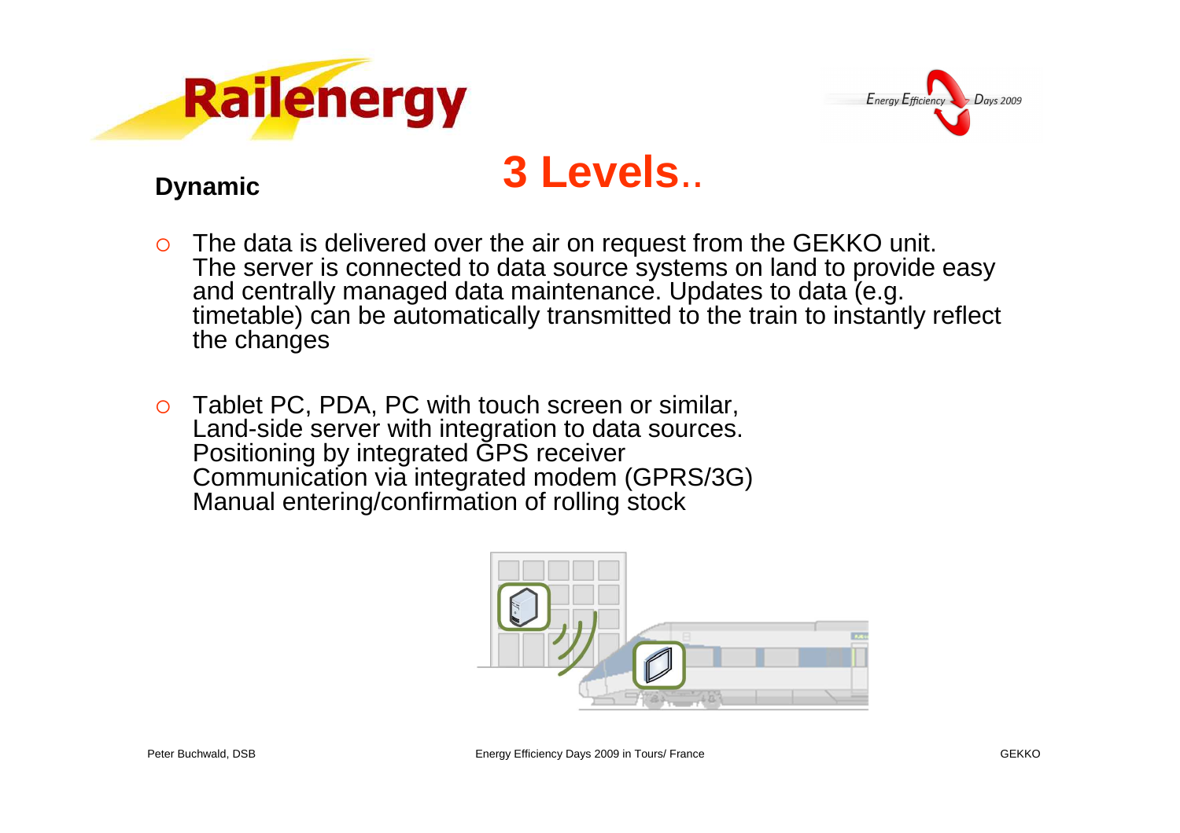# 3 Levels..

**Dynamic**

- The data is delivered over the air on request from the GEKKO unit. The server is connected to data source systems on land to provide easy and centrally managed data maintenance. Updates to data (e.g. timetable) can be automatically transmitted to the train to instantly reflect the changes

- Tablet PC, PDA, PC with touch screen or similar, Land-side server with integration to data sources. Positioning by integrated GPS receiver Communication via integrated modem (GPRS/3G) Manual entering/confirmation of rolling stock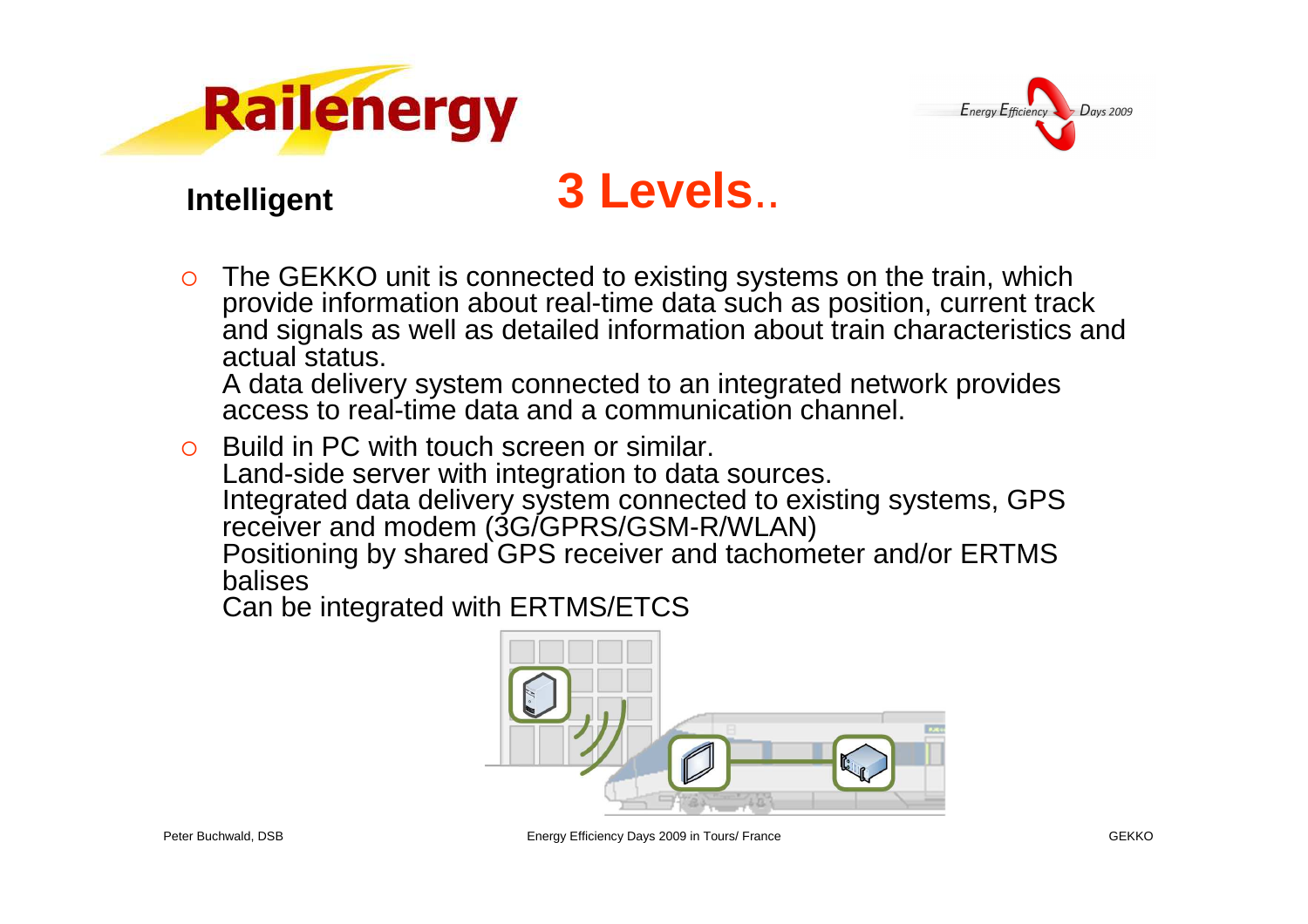**Intelligent**

# 3 Levels..

- The GEKKO unit is connected to existing systems on the train, which provide information about real-time data such as position, current track and signals as well as detailed information about train characteristics and actual status.
  A data delivery system connected to an integrated network provides access to real-time data and a communication channel.
- Build in PC with touch screen or similar.
  Land-side server with integration to data sources.
  Integrated data delivery system connected to existing systems, GPS receiver and modem (3G/GPRS/GSM-R/WLAN)
  Positioning by shared GPS receiver and tachometer and/or ERTMS balises
  Can be integrated with ERTMS/ETCS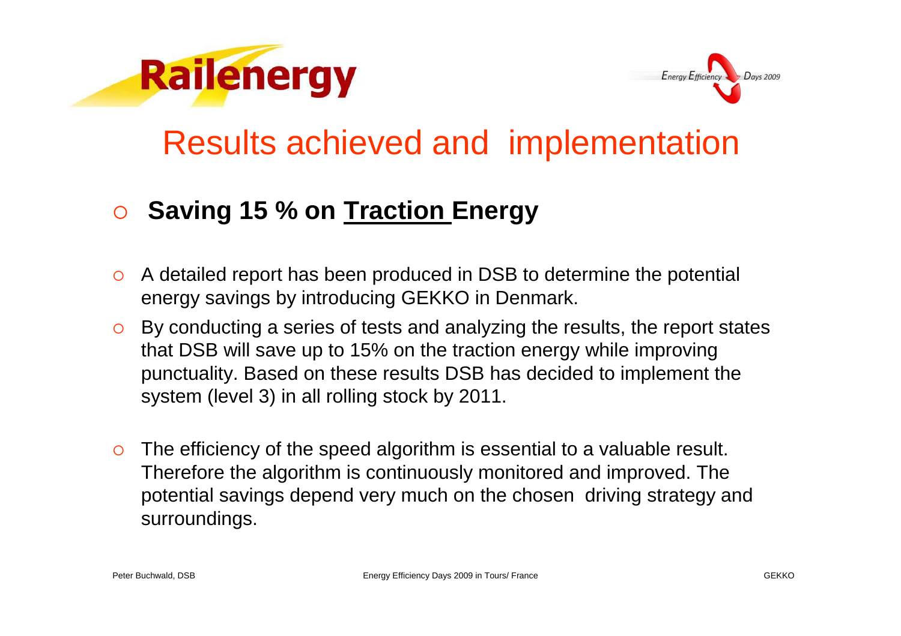# Results achieved and implementation

- **Saving 15 % on Traction Energy**

- A detailed report has been produced in DSB to determine the potential energy savings by introducing GEKKO in Denmark.
- By conducting a series of tests and analyzing the results, the report states that DSB will save up to 15% on the traction energy while improving punctuality. Based on these results DSB has decided to implement the system (level 3) in all rolling stock by 2011.

- The efficiency of the speed algorithm is essential to a valuable result. Therefore the algorithm is continuously monitored and improved. The potential savings depend very much on the chosen driving strategy and surroundings.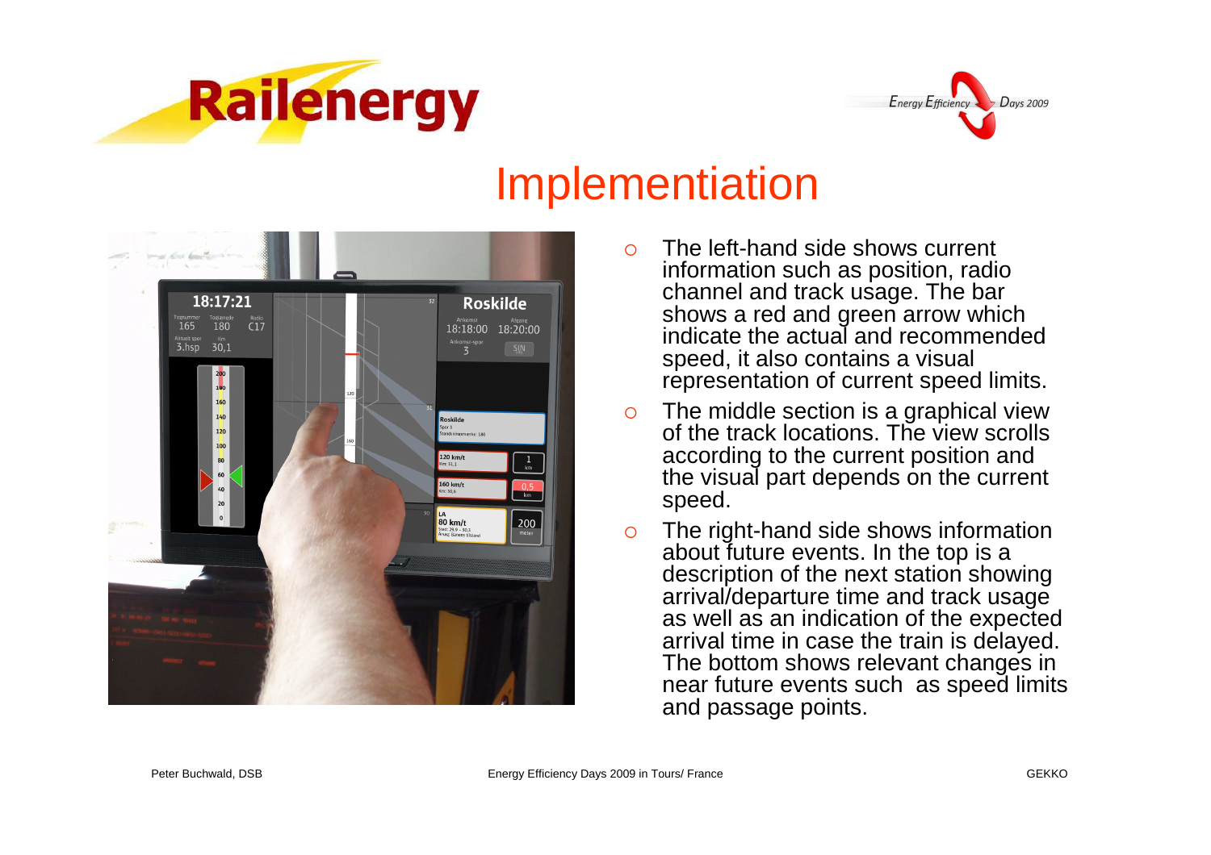# Implementiation

- The left-hand side shows current information such as position, radio channel and track usage. The bar shows a red and green arrow which indicate the actual and recommended speed, it also contains a visual representation of current speed limits.
- The middle section is a graphical view of the track locations. The view scrolls according to the current position and the visual part depends on the current speed.
- The right-hand side shows information about future events. In the top is a description of the next station showing arrival/departure time and track usage as well as an indication of the expected arrival time in case the train is delayed. The bottom shows relevant changes in near future events such as speed limits and passage points.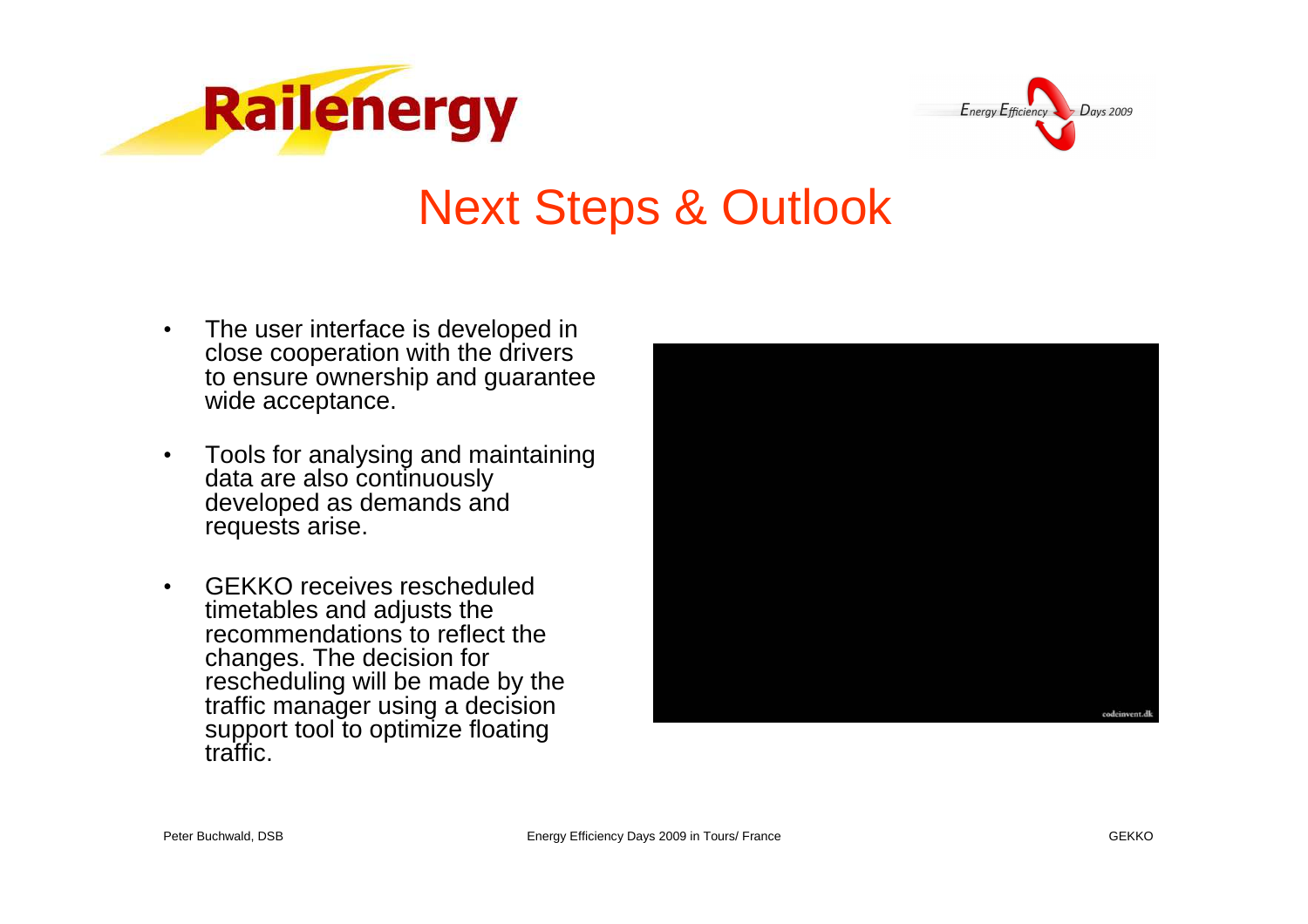# Next Steps & Outlook

- The user interface is developed in close cooperation with the drivers to ensure ownership and guarantee wide acceptance.
- Tools for analysing and maintaining data are also continuously developed as demands and requests arise.
- GEKKO receives rescheduled timetables and adjusts the recommendations to reflect the changes. The decision for rescheduling will be made by the traffic manager using a decision support tool to optimize floating traffic.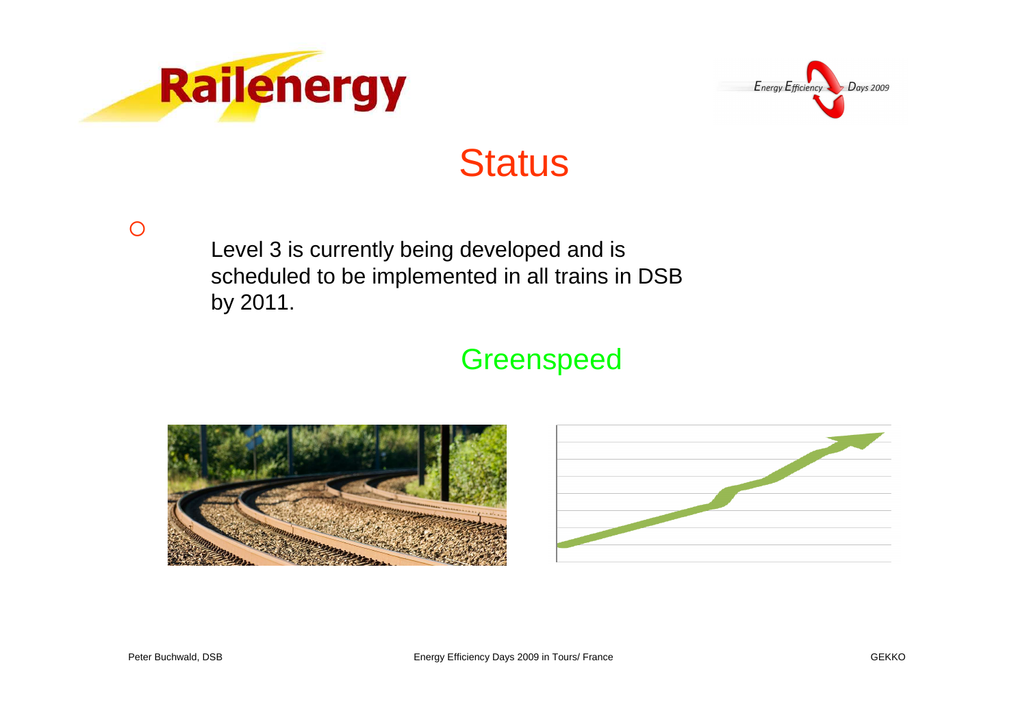# Status

- Level 3 is currently being developed and is scheduled to be implemented in all trains in DSB by 2011.

## Greenspeed